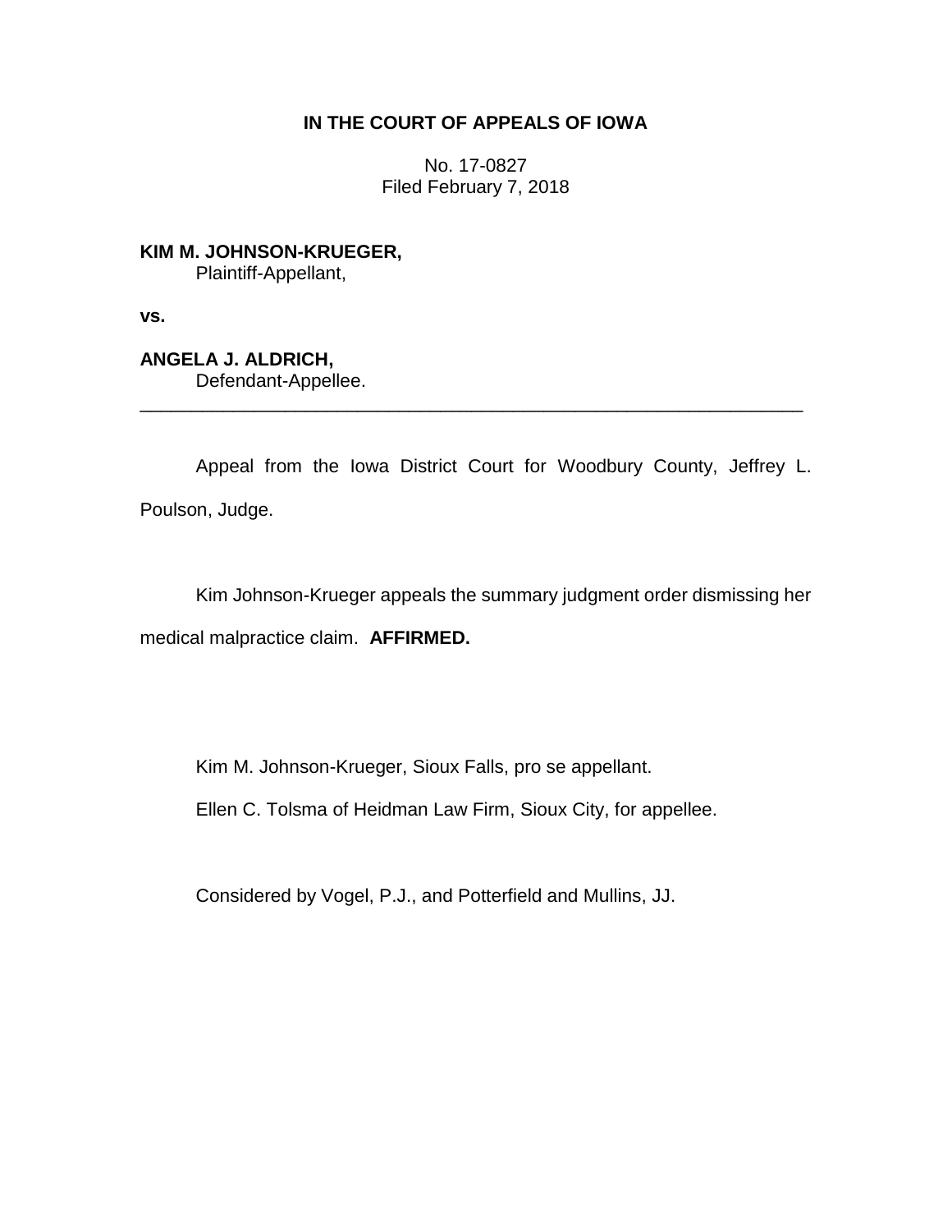**IN THE COURT OF APPEALS OF IOWA**

No. 17-0827
Filed February 7, 2018

**KIM M. JOHNSON-KRUEGER,**
Plaintiff-Appellant,

**vs.**

**ANGELA J. ALDRICH,**
Defendant-Appellee.

---

Appeal from the Iowa District Court for Woodbury County, Jeffrey L. Poulson, Judge.

Kim Johnson-Krueger appeals the summary judgment order dismissing her medical malpractice claim. **AFFIRMED.**

Kim M. Johnson-Krueger, Sioux Falls, pro se appellant.

Ellen C. Tolsma of Heidman Law Firm, Sioux City, for appellee.

Considered by Vogel, P.J., and Potterfield and Mullins, JJ.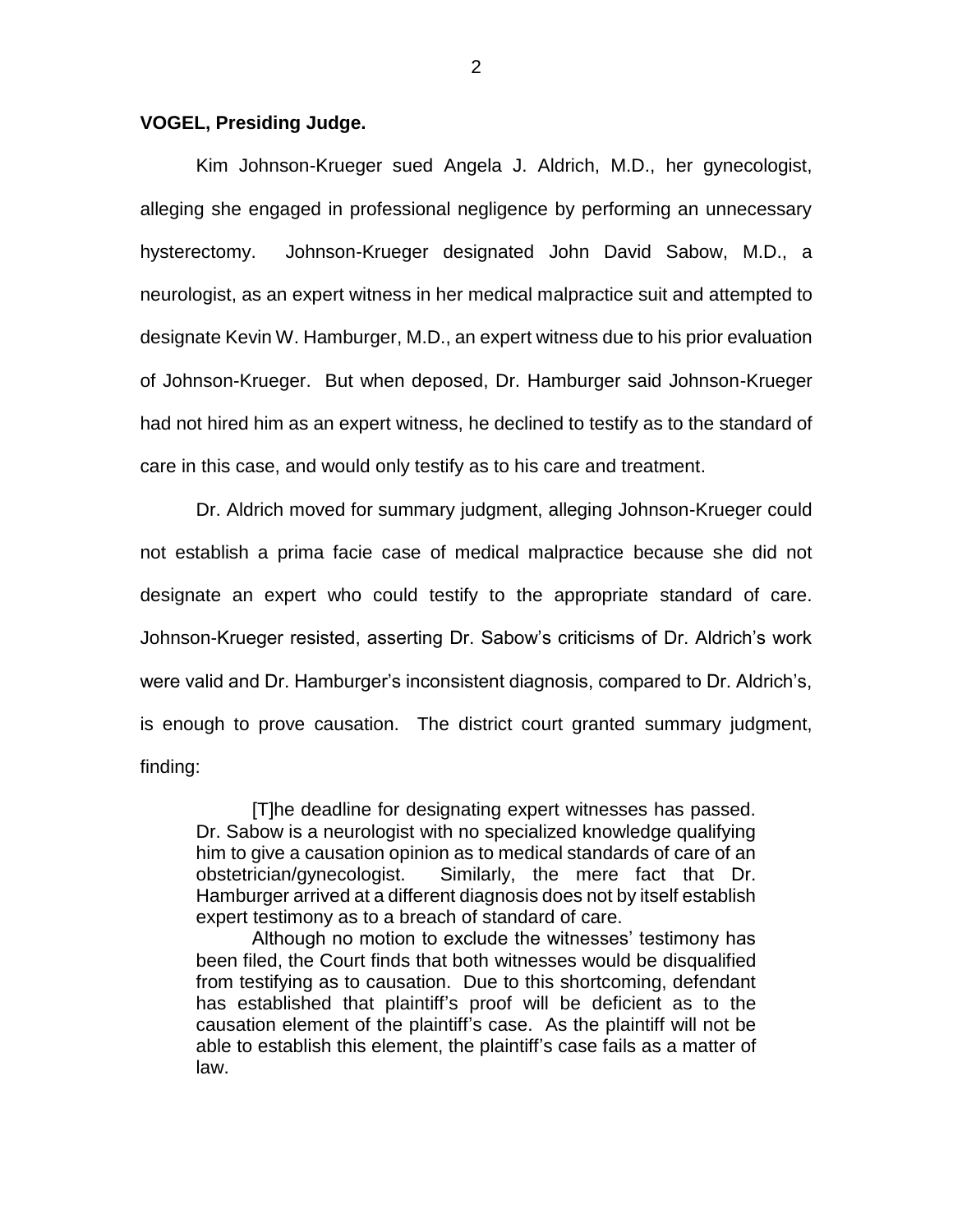**VOGEL, Presiding Judge.**

Kim Johnson-Krueger sued Angela J. Aldrich, M.D., her gynecologist, alleging she engaged in professional negligence by performing an unnecessary hysterectomy. Johnson-Krueger designated John David Sabow, M.D., a neurologist, as an expert witness in her medical malpractice suit and attempted to designate Kevin W. Hamburger, M.D., an expert witness due to his prior evaluation of Johnson-Krueger. But when deposed, Dr. Hamburger said Johnson-Krueger had not hired him as an expert witness, he declined to testify as to the standard of care in this case, and would only testify as to his care and treatment.

Dr. Aldrich moved for summary judgment, alleging Johnson-Krueger could not establish a prima facie case of medical malpractice because she did not designate an expert who could testify to the appropriate standard of care. Johnson-Krueger resisted, asserting Dr. Sabow's criticisms of Dr. Aldrich's work were valid and Dr. Hamburger's inconsistent diagnosis, compared to Dr. Aldrich's, is enough to prove causation. The district court granted summary judgment, finding:

> [T]he deadline for designating expert witnesses has passed. Dr. Sabow is a neurologist with no specialized knowledge qualifying him to give a causation opinion as to medical standards of care of an obstetrician/gynecologist. Similarly, the mere fact that Dr. Hamburger arrived at a different diagnosis does not by itself establish expert testimony as to a breach of standard of care.
>
> Although no motion to exclude the witnesses' testimony has been filed, the Court finds that both witnesses would be disqualified from testifying as to causation. Due to this shortcoming, defendant has established that plaintiff's proof will be deficient as to the causation element of the plaintiff's case. As the plaintiff will not be able to establish this element, the plaintiff's case fails as a matter of law.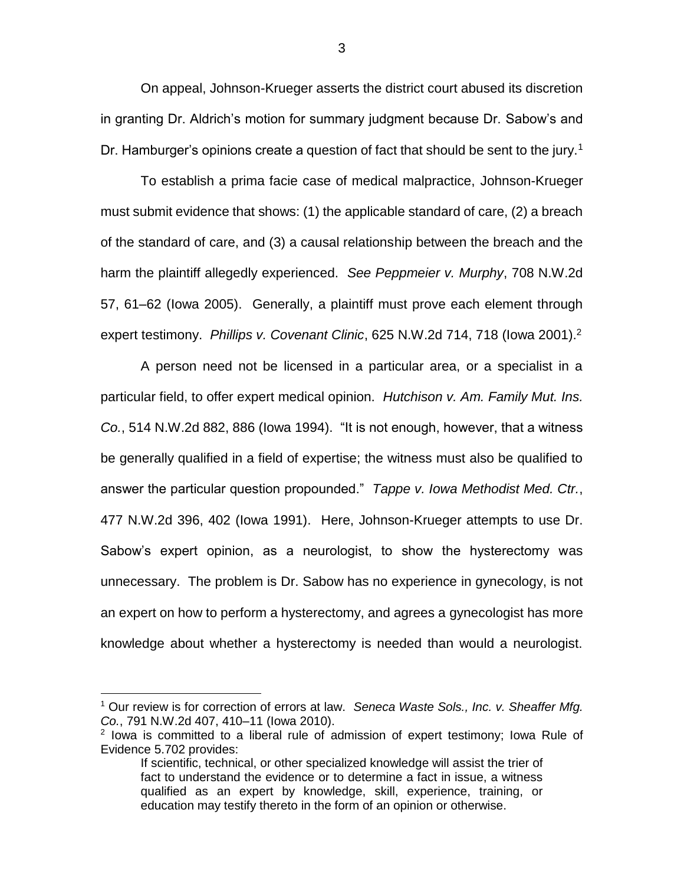On appeal, Johnson-Krueger asserts the district court abused its discretion in granting Dr. Aldrich's motion for summary judgment because Dr. Sabow's and Dr. Hamburger's opinions create a question of fact that should be sent to the jury.[1]

To establish a prima facie case of medical malpractice, Johnson-Krueger must submit evidence that shows: (1) the applicable standard of care, (2) a breach of the standard of care, and (3) a causal relationship between the breach and the harm the plaintiff allegedly experienced. *See Peppmeier v. Murphy*, 708 N.W.2d 57, 61–62 (Iowa 2005). Generally, a plaintiff must prove each element through expert testimony. *Phillips v. Covenant Clinic*, 625 N.W.2d 714, 718 (Iowa 2001).[2]

A person need not be licensed in a particular area, or a specialist in a particular field, to offer expert medical opinion. *Hutchison v. Am. Family Mut. Ins. Co.*, 514 N.W.2d 882, 886 (Iowa 1994). "It is not enough, however, that a witness be generally qualified in a field of expertise; the witness must also be qualified to answer the particular question propounded." *Tappe v. Iowa Methodist Med. Ctr.*, 477 N.W.2d 396, 402 (Iowa 1991). Here, Johnson-Krueger attempts to use Dr. Sabow's expert opinion, as a neurologist, to show the hysterectomy was unnecessary. The problem is Dr. Sabow has no experience in gynecology, is not an expert on how to perform a hysterectomy, and agrees a gynecologist has more knowledge about whether a hysterectomy is needed than would a neurologist.

---

[1] Our review is for correction of errors at law. *Seneca Waste Sols., Inc. v. Sheaffer Mfg. Co.*, 791 N.W.2d 407, 410–11 (Iowa 2010).

[2] Iowa is committed to a liberal rule of admission of expert testimony; Iowa Rule of Evidence 5.702 provides:

> If scientific, technical, or other specialized knowledge will assist the trier of fact to understand the evidence or to determine a fact in issue, a witness qualified as an expert by knowledge, skill, experience, training, or education may testify thereto in the form of an opinion or otherwise.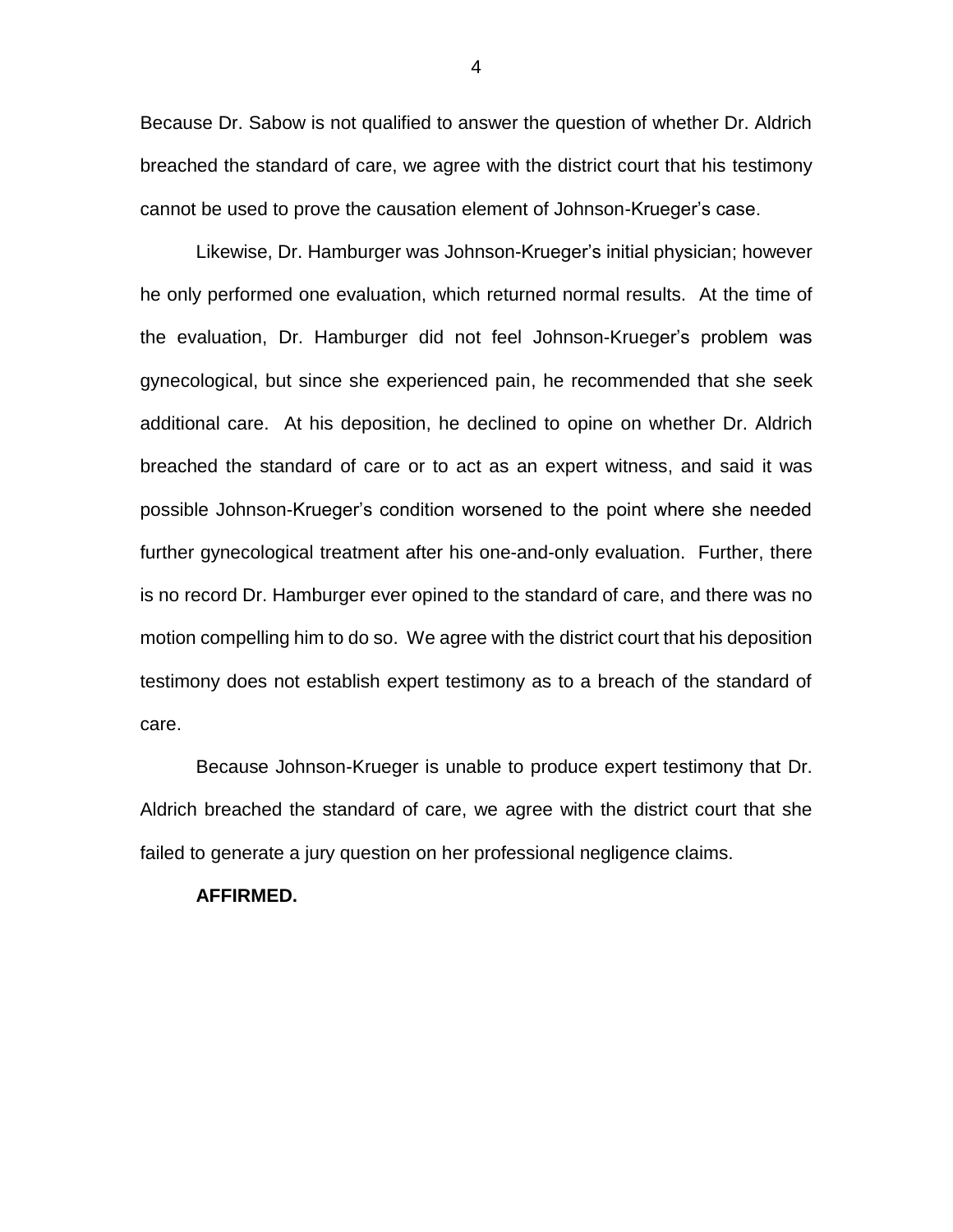Because Dr. Sabow is not qualified to answer the question of whether Dr. Aldrich breached the standard of care, we agree with the district court that his testimony cannot be used to prove the causation element of Johnson-Krueger's case.

Likewise, Dr. Hamburger was Johnson-Krueger's initial physician; however he only performed one evaluation, which returned normal results. At the time of the evaluation, Dr. Hamburger did not feel Johnson-Krueger's problem was gynecological, but since she experienced pain, he recommended that she seek additional care. At his deposition, he declined to opine on whether Dr. Aldrich breached the standard of care or to act as an expert witness, and said it was possible Johnson-Krueger's condition worsened to the point where she needed further gynecological treatment after his one-and-only evaluation. Further, there is no record Dr. Hamburger ever opined to the standard of care, and there was no motion compelling him to do so. We agree with the district court that his deposition testimony does not establish expert testimony as to a breach of the standard of care.

Because Johnson-Krueger is unable to produce expert testimony that Dr. Aldrich breached the standard of care, we agree with the district court that she failed to generate a jury question on her professional negligence claims.

**AFFIRMED.**